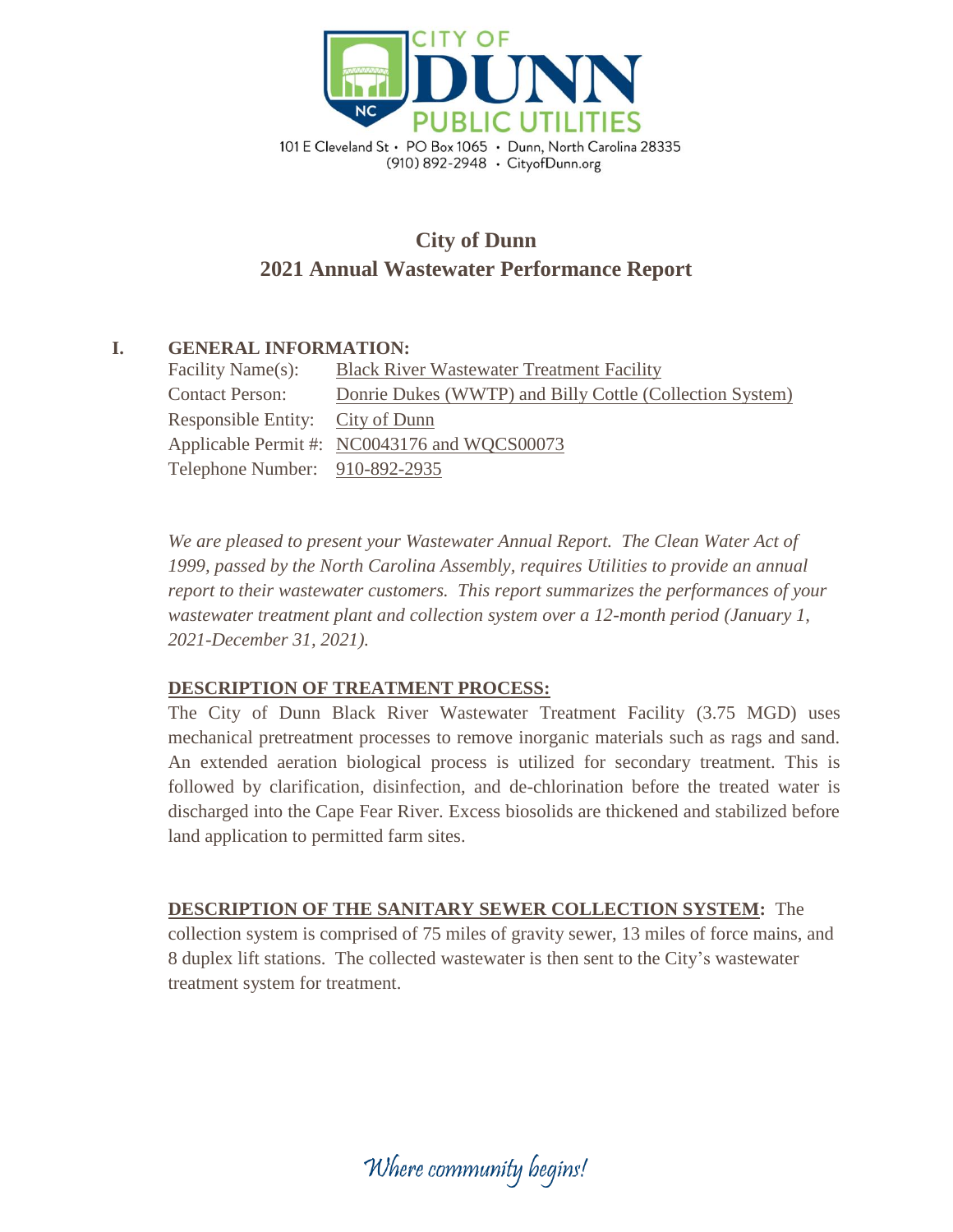CITY OF DUNN PUBLIC UTILITIES

101 E Cleveland St • PO Box 1065 • Dunn, North Carolina 28335
(910) 892-2948 • CityofDunn.org

# City of Dunn
# 2021 Annual Wastewater Performance Report

## I. GENERAL INFORMATION:

Facility Name(s): Black River Wastewater Treatment Facility
Contact Person: Donrie Dukes (WWTP) and Billy Cottle (Collection System)
Responsible Entity: City of Dunn
Applicable Permit #: NC0043176 and WQCS00073
Telephone Number: 910-892-2935

*We are pleased to present your Wastewater Annual Report. The Clean Water Act of 1999, passed by the North Carolina Assembly, requires Utilities to provide an annual report to their wastewater customers. This report summarizes the performances of your wastewater treatment plant and collection system over a 12-month period (January 1, 2021-December 31, 2021).*

**DESCRIPTION OF TREATMENT PROCESS:**

The City of Dunn Black River Wastewater Treatment Facility (3.75 MGD) uses mechanical pretreatment processes to remove inorganic materials such as rags and sand. An extended aeration biological process is utilized for secondary treatment. This is followed by clarification, disinfection, and de-chlorination before the treated water is discharged into the Cape Fear River. Excess biosolids are thickened and stabilized before land application to permitted farm sites.

**DESCRIPTION OF THE SANITARY SEWER COLLECTION SYSTEM:** The collection system is comprised of 75 miles of gravity sewer, 13 miles of force mains, and 8 duplex lift stations. The collected wastewater is then sent to the City's wastewater treatment system for treatment.

*Where community begins!*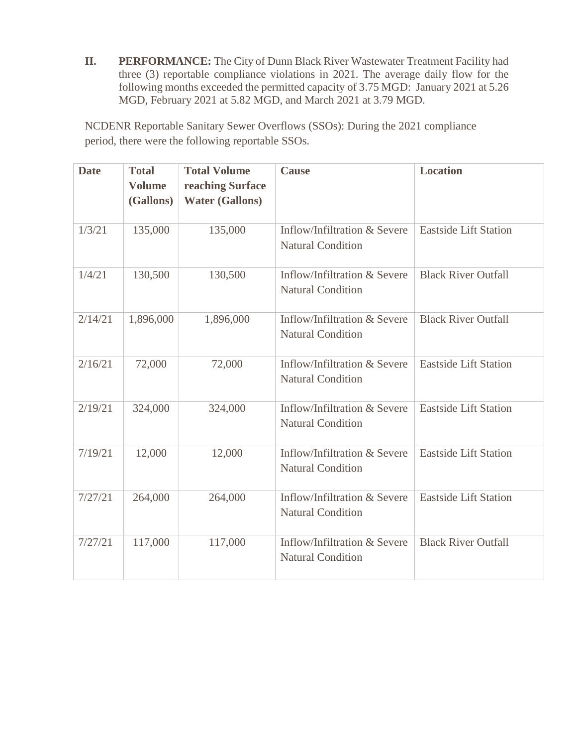**II. PERFORMANCE:** The City of Dunn Black River Wastewater Treatment Facility had three (3) reportable compliance violations in 2021. The average daily flow for the following months exceeded the permitted capacity of 3.75 MGD: January 2021 at 5.26 MGD, February 2021 at 5.82 MGD, and March 2021 at 3.79 MGD.

NCDENR Reportable Sanitary Sewer Overflows (SSOs): During the 2021 compliance period, there were the following reportable SSOs.

| Date | Total Volume (Gallons) | Total Volume reaching Surface Water (Gallons) | Cause | Location |
|---|---|---|---|---|
| 1/3/21 | 135,000 | 135,000 | Inflow/Infiltration & Severe Natural Condition | Eastside Lift Station |
| 1/4/21 | 130,500 | 130,500 | Inflow/Infiltration & Severe Natural Condition | Black River Outfall |
| 2/14/21 | 1,896,000 | 1,896,000 | Inflow/Infiltration & Severe Natural Condition | Black River Outfall |
| 2/16/21 | 72,000 | 72,000 | Inflow/Infiltration & Severe Natural Condition | Eastside Lift Station |
| 2/19/21 | 324,000 | 324,000 | Inflow/Infiltration & Severe Natural Condition | Eastside Lift Station |
| 7/19/21 | 12,000 | 12,000 | Inflow/Infiltration & Severe Natural Condition | Eastside Lift Station |
| 7/27/21 | 264,000 | 264,000 | Inflow/Infiltration & Severe Natural Condition | Eastside Lift Station |
| 7/27/21 | 117,000 | 117,000 | Inflow/Infiltration & Severe Natural Condition | Black River Outfall |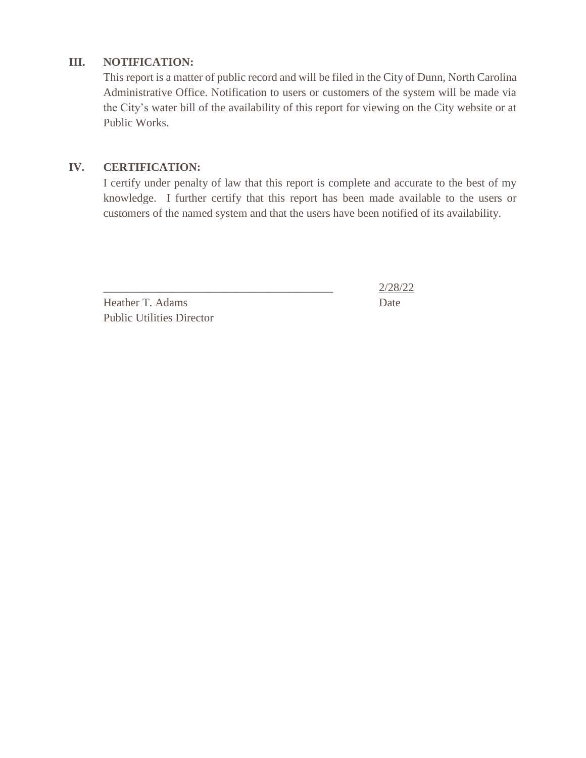**III. NOTIFICATION:**

This report is a matter of public record and will be filed in the City of Dunn, North Carolina Administrative Office. Notification to users or customers of the system will be made via the City's water bill of the availability of this report for viewing on the City website or at Public Works.

**IV. CERTIFICATION:**

I certify under penalty of law that this report is complete and accurate to the best of my knowledge. I further certify that this report has been made available to the users or customers of the named system and that the users have been notified of its availability.

\_\_\_\_\_\_\_\_\_\_\_\_\_\_\_\_\_\_\_\_\_\_\_\_\_\_\_\_\_\_\_\_\_\_\_\_\_\_\_\_ 2/28/22

Heather T. Adams Date

Public Utilities Director